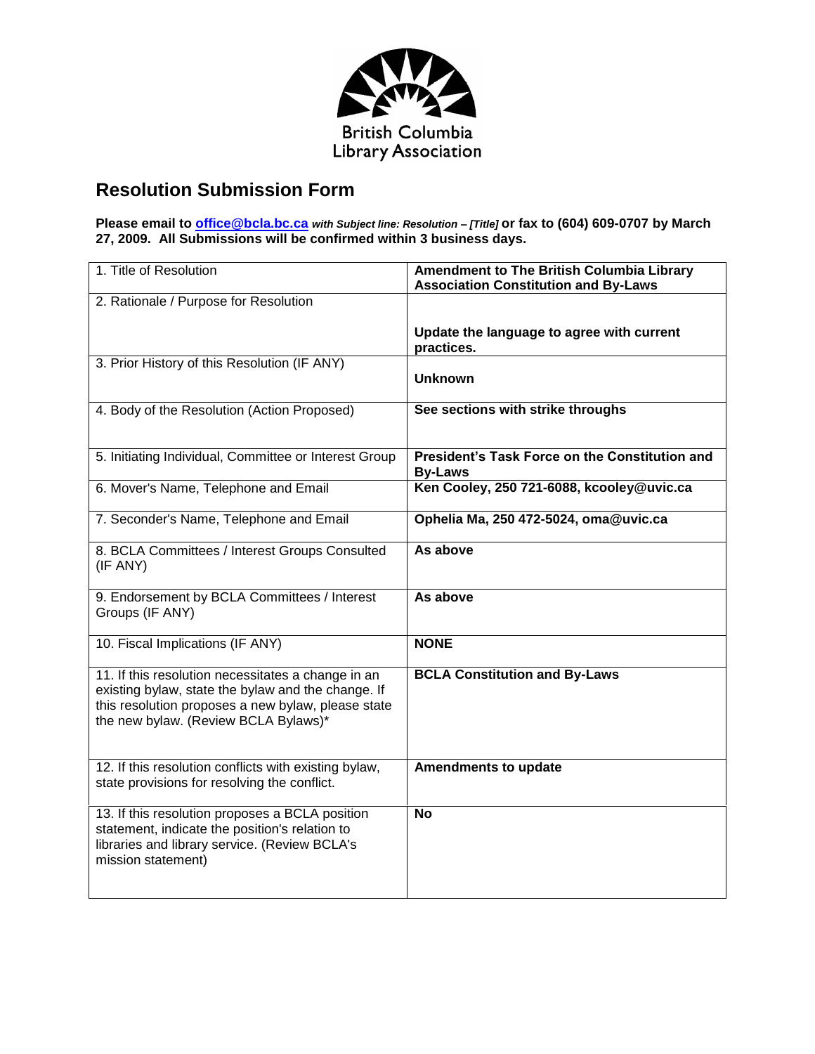British Columbia Library Association

# Resolution Submission Form

**Please email to office@bcla.bc.ca *with Subject line: Resolution – [Title]* or fax to (604) 609-0707 by March 27, 2009. All Submissions will be confirmed within 3 business days.**

| | |
|---|---|
| 1. Title of Resolution | **Amendment to The British Columbia Library Association Constitution and By-Laws** |
| 2. Rationale / Purpose for Resolution | **Update the language to agree with current practices.** |
| 3. Prior History of this Resolution (IF ANY) | **Unknown** |
| 4. Body of the Resolution (Action Proposed) | **See sections with strike throughs** |
| 5. Initiating Individual, Committee or Interest Group | **President's Task Force on the Constitution and By-Laws** |
| 6. Mover's Name, Telephone and Email | **Ken Cooley, 250 721-6088, kcooley@uvic.ca** |
| 7. Seconder's Name, Telephone and Email | **Ophelia Ma, 250 472-5024, oma@uvic.ca** |
| 8. BCLA Committees / Interest Groups Consulted (IF ANY) | **As above** |
| 9. Endorsement by BCLA Committees / Interest Groups (IF ANY) | **As above** |
| 10. Fiscal Implications (IF ANY) | **NONE** |
| 11. If this resolution necessitates a change in an existing bylaw, state the bylaw and the change. If this resolution proposes a new bylaw, please state the new bylaw. (Review BCLA Bylaws)* | **BCLA Constitution and By-Laws** |
| 12. If this resolution conflicts with existing bylaw, state provisions for resolving the conflict. | **Amendments to update** |
| 13. If this resolution proposes a BCLA position statement, indicate the position's relation to libraries and library service. (Review BCLA's mission statement) | **No** |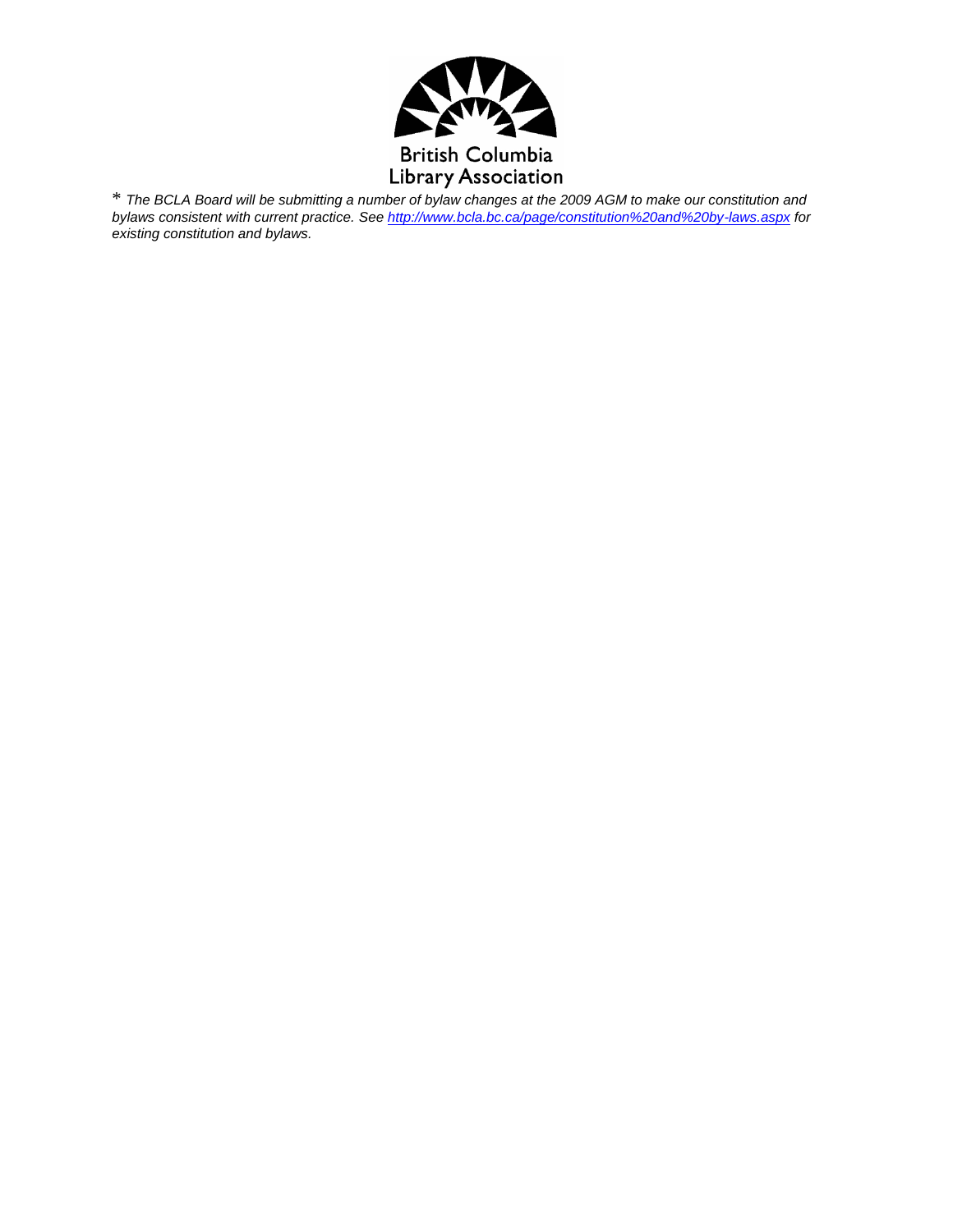British Columbia
Library Association

\* *The BCLA Board will be submitting a number of bylaw changes at the 2009 AGM to make our constitution and bylaws consistent with current practice. See [http://www.bcla.bc.ca/page/constitution%20and%20by-laws.aspx](http://www.bcla.bc.ca/page/constitution%20and%20by-laws.aspx) for existing constitution and bylaws.*